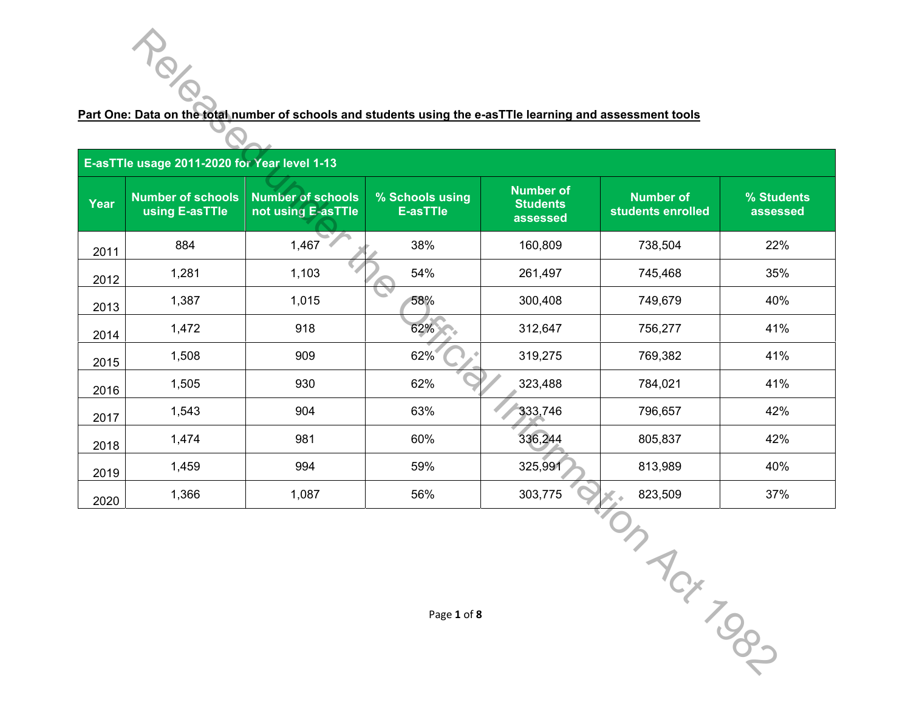**Part One: Data on the total number of schools and students using the e-asTTle learning and assessment tools**

| E-asTTle usage 2011-2020 for Year level 1-13 | | | | | | |
|---|---|---|---|---|---|---|
| **Year** | **Number of schools using E-asTTle** | **Number of schools not using E-asTTle** | **% Schools using E-asTTle** | **Number of Students assessed** | **Number of students enrolled** | **% Students assessed** |
| 2011 | 884 | 1,467 | 38% | 160,809 | 738,504 | 22% |
| 2012 | 1,281 | 1,103 | 54% | 261,497 | 745,468 | 35% |
| 2013 | 1,387 | 1,015 | 58% | 300,408 | 749,679 | 40% |
| 2014 | 1,472 | 918 | 62% | 312,647 | 756,277 | 41% |
| 2015 | 1,508 | 909 | 62% | 319,275 | 769,382 | 41% |
| 2016 | 1,505 | 930 | 62% | 323,488 | 784,021 | 41% |
| 2017 | 1,543 | 904 | 63% | 333,746 | 796,657 | 42% |
| 2018 | 1,474 | 981 | 60% | 336,244 | 805,837 | 42% |
| 2019 | 1,459 | 994 | 59% | 325,991 | 813,989 | 40% |
| 2020 | 1,366 | 1,087 | 56% | 303,775 | 823,509 | 37% |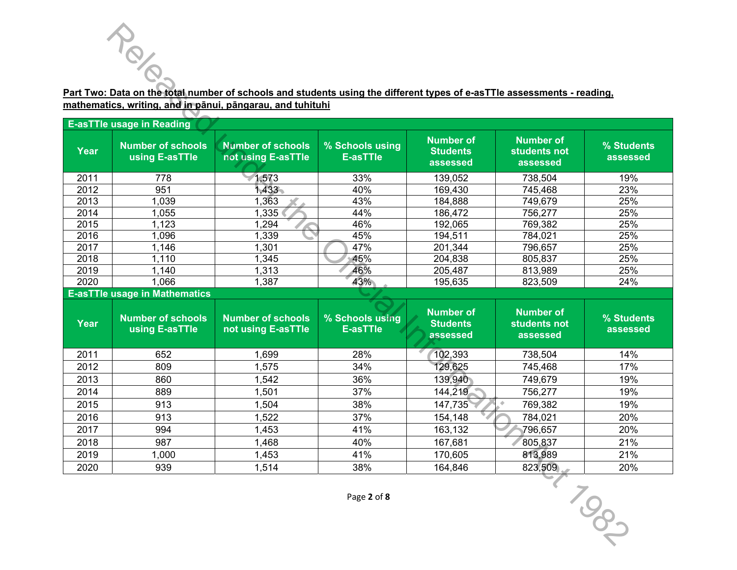**Part Two: Data on the total number of schools and students using the different types of e-asTTle assessments - reading, mathematics, writing, and in pānui, pāngarau, and tuhituhi**

| E-asTTle usage in Reading | | | | | | |
|---|---|---|---|---|---|---|
| **Year** | **Number of schools using E-asTTle** | **Number of schools not using E-asTTle** | **% Schools using E-asTTle** | **Number of Students assessed** | **Number of students not assessed** | **% Students assessed** |
| 2011 | 778 | 1,573 | 33% | 139,052 | 738,504 | 19% |
| 2012 | 951 | 1,433 | 40% | 169,430 | 745,468 | 23% |
| 2013 | 1,039 | 1,363 | 43% | 184,888 | 749,679 | 25% |
| 2014 | 1,055 | 1,335 | 44% | 186,472 | 756,277 | 25% |
| 2015 | 1,123 | 1,294 | 46% | 192,065 | 769,382 | 25% |
| 2016 | 1,096 | 1,339 | 45% | 194,511 | 784,021 | 25% |
| 2017 | 1,146 | 1,301 | 47% | 201,344 | 796,657 | 25% |
| 2018 | 1,110 | 1,345 | 45% | 204,838 | 805,837 | 25% |
| 2019 | 1,140 | 1,313 | 46% | 205,487 | 813,989 | 25% |
| 2020 | 1,066 | 1,387 | 43% | 195,635 | 823,509 | 24% |

| E-asTTle usage in Mathematics | | | | | | |
|---|---|---|---|---|---|---|
| **Year** | **Number of schools using E-asTTle** | **Number of schools not using E-asTTle** | **% Schools using E-asTTle** | **Number of Students assessed** | **Number of students not assessed** | **% Students assessed** |
| 2011 | 652 | 1,699 | 28% | 102,393 | 738,504 | 14% |
| 2012 | 809 | 1,575 | 34% | 129,625 | 745,468 | 17% |
| 2013 | 860 | 1,542 | 36% | 139,940 | 749,679 | 19% |
| 2014 | 889 | 1,501 | 37% | 144,219 | 756,277 | 19% |
| 2015 | 913 | 1,504 | 38% | 147,735 | 769,382 | 19% |
| 2016 | 913 | 1,522 | 37% | 154,148 | 784,021 | 20% |
| 2017 | 994 | 1,453 | 41% | 163,132 | 796,657 | 20% |
| 2018 | 987 | 1,468 | 40% | 167,681 | 805,837 | 21% |
| 2019 | 1,000 | 1,453 | 41% | 170,605 | 813,989 | 21% |
| 2020 | 939 | 1,514 | 38% | 164,846 | 823,509 | 20% |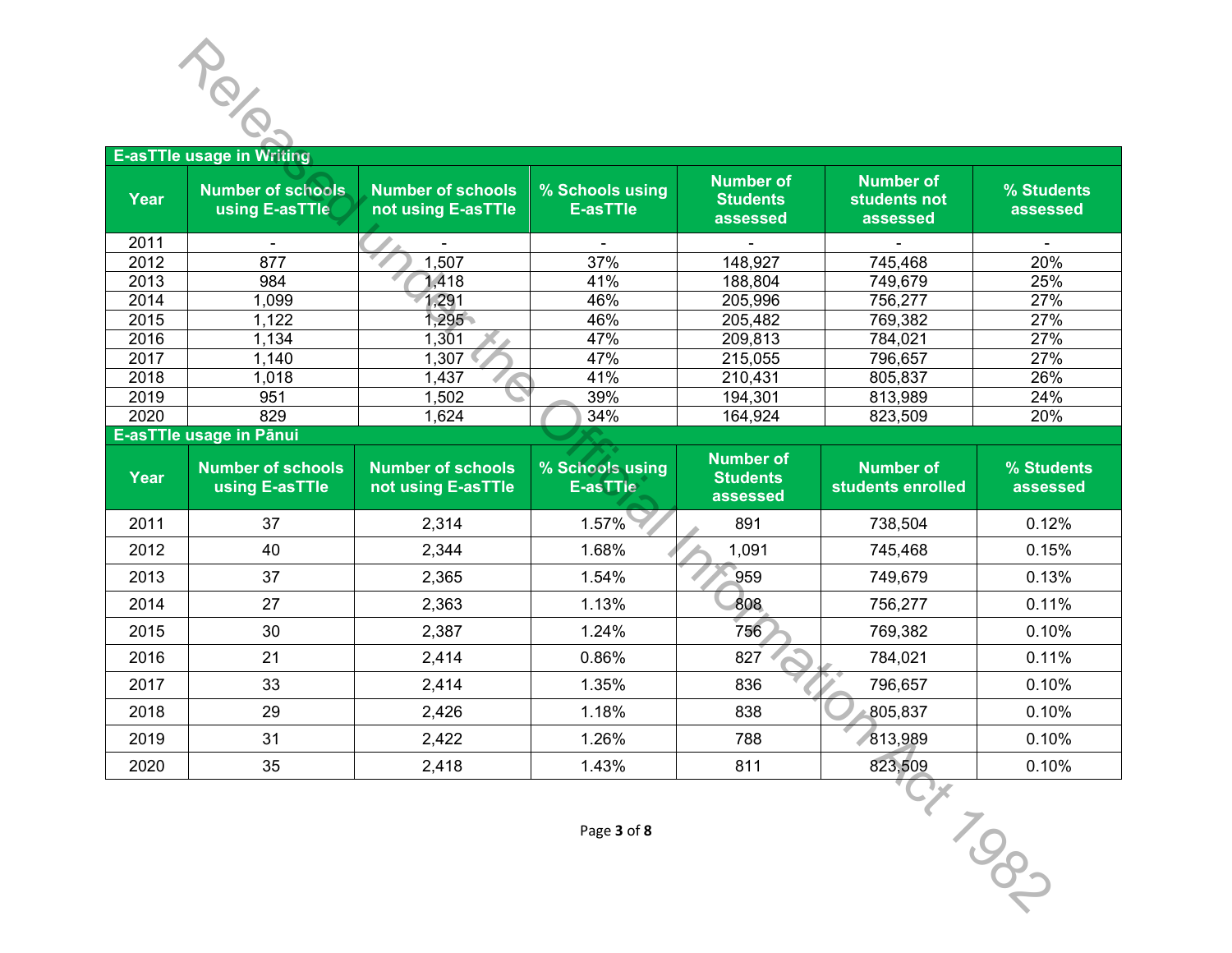**E-asTTle usage in Writing**

| Year | Number of schools using E-asTTle | Number of schools not using E-asTTle | % Schools using E-asTTle | Number of Students assessed | Number of students not assessed | % Students assessed |
|---|---|---|---|---|---|---|
| 2011 | - | - | - | - | - | - |
| 2012 | 877 | 1,507 | 37% | 148,927 | 745,468 | 20% |
| 2013 | 984 | 1,418 | 41% | 188,804 | 749,679 | 25% |
| 2014 | 1,099 | 1,291 | 46% | 205,996 | 756,277 | 27% |
| 2015 | 1,122 | 1,295 | 46% | 205,482 | 769,382 | 27% |
| 2016 | 1,134 | 1,301 | 47% | 209,813 | 784,021 | 27% |
| 2017 | 1,140 | 1,307 | 47% | 215,055 | 796,657 | 27% |
| 2018 | 1,018 | 1,437 | 41% | 210,431 | 805,837 | 26% |
| 2019 | 951 | 1,502 | 39% | 194,301 | 813,989 | 24% |
| 2020 | 829 | 1,624 | 34% | 164,924 | 823,509 | 20% |

**E-asTTle usage in Pānui**

| Year | Number of schools using E-asTTle | Number of schools not using E-asTTle | % Schools using E-asTTle | Number of Students assessed | Number of students enrolled | % Students assessed |
|---|---|---|---|---|---|---|
| 2011 | 37 | 2,314 | 1.57% | 891 | 738,504 | 0.12% |
| 2012 | 40 | 2,344 | 1.68% | 1,091 | 745,468 | 0.15% |
| 2013 | 37 | 2,365 | 1.54% | 959 | 749,679 | 0.13% |
| 2014 | 27 | 2,363 | 1.13% | 808 | 756,277 | 0.11% |
| 2015 | 30 | 2,387 | 1.24% | 756 | 769,382 | 0.10% |
| 2016 | 21 | 2,414 | 0.86% | 827 | 784,021 | 0.11% |
| 2017 | 33 | 2,414 | 1.35% | 836 | 796,657 | 0.10% |
| 2018 | 29 | 2,426 | 1.18% | 838 | 805,837 | 0.10% |
| 2019 | 31 | 2,422 | 1.26% | 788 | 813,989 | 0.10% |
| 2020 | 35 | 2,418 | 1.43% | 811 | 823,509 | 0.10% |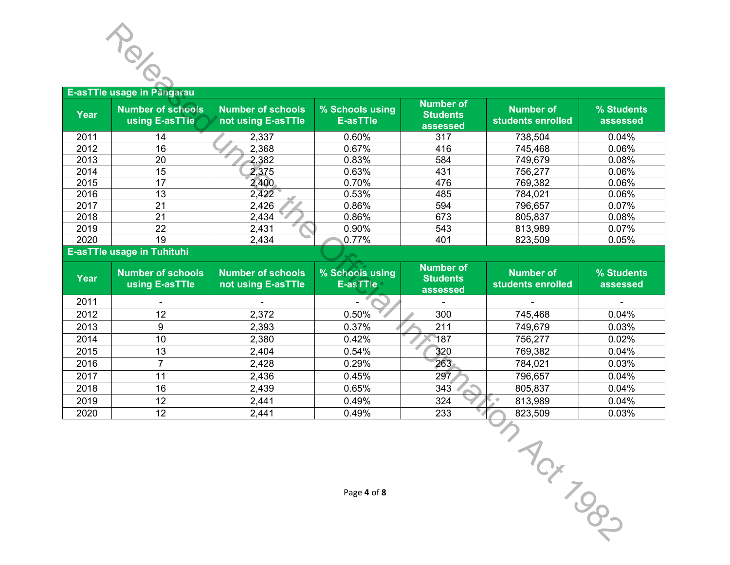| E-asTTle usage in Pāngarau | | | | | | |
|---|---|---|---|---|---|---|
| Year | Number of schools using E-asTTle | Number of schools not using E-asTTle | % Schools using E-asTTle | Number of Students assessed | Number of students enrolled | % Students assessed |
| 2011 | 14 | 2,337 | 0.60% | 317 | 738,504 | 0.04% |
| 2012 | 16 | 2,368 | 0.67% | 416 | 745,468 | 0.06% |
| 2013 | 20 | 2,382 | 0.83% | 584 | 749,679 | 0.08% |
| 2014 | 15 | 2,375 | 0.63% | 431 | 756,277 | 0.06% |
| 2015 | 17 | 2,400 | 0.70% | 476 | 769,382 | 0.06% |
| 2016 | 13 | 2,422 | 0.53% | 485 | 784,021 | 0.06% |
| 2017 | 21 | 2,426 | 0.86% | 594 | 796,657 | 0.07% |
| 2018 | 21 | 2,434 | 0.86% | 673 | 805,837 | 0.08% |
| 2019 | 22 | 2,431 | 0.90% | 543 | 813,989 | 0.07% |
| 2020 | 19 | 2,434 | 0.77% | 401 | 823,509 | 0.05% |

| E-asTTle usage in Tuhituhi | | | | | | |
|---|---|---|---|---|---|---|
| Year | Number of schools using E-asTTle | Number of schools not using E-asTTle | % Schools using E-asTTle | Number of Students assessed | Number of students enrolled | % Students assessed |
| 2011 | - | - | - | - | - | - |
| 2012 | 12 | 2,372 | 0.50% | 300 | 745,468 | 0.04% |
| 2013 | 9 | 2,393 | 0.37% | 211 | 749,679 | 0.03% |
| 2014 | 10 | 2,380 | 0.42% | 187 | 756,277 | 0.02% |
| 2015 | 13 | 2,404 | 0.54% | 320 | 769,382 | 0.04% |
| 2016 | 7 | 2,428 | 0.29% | 263 | 784,021 | 0.03% |
| 2017 | 11 | 2,436 | 0.45% | 297 | 796,657 | 0.04% |
| 2018 | 16 | 2,439 | 0.65% | 343 | 805,837 | 0.04% |
| 2019 | 12 | 2,441 | 0.49% | 324 | 813,989 | 0.04% |
| 2020 | 12 | 2,441 | 0.49% | 233 | 823,509 | 0.03% |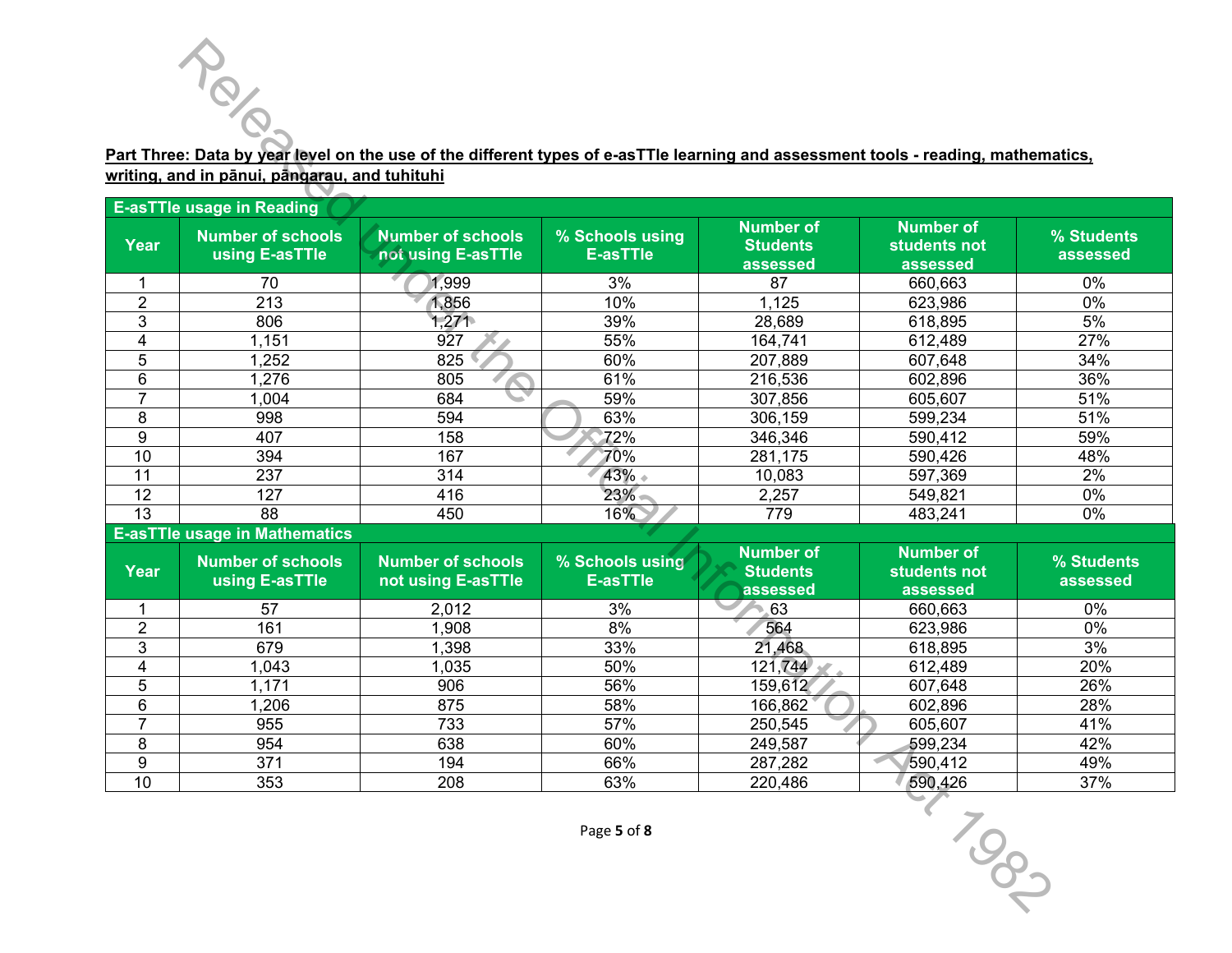**Part Three: Data by year level on the use of the different types of e-asTTle learning and assessment tools - reading, mathematics, writing, and in pānui, pāngarau, and tuhituhi**

| E-asTTle usage in Reading | | | | | | |
|---|---|---|---|---|---|---|
| **Year** | **Number of schools using E-asTTle** | **Number of schools not using E-asTTle** | **% Schools using E-asTTle** | **Number of Students assessed** | **Number of students not assessed** | **% Students assessed** |
| 1 | 70 | 1,999 | 3% | 87 | 660,663 | 0% |
| 2 | 213 | 1,856 | 10% | 1,125 | 623,986 | 0% |
| 3 | 806 | 1,271 | 39% | 28,689 | 618,895 | 5% |
| 4 | 1,151 | 927 | 55% | 164,741 | 612,489 | 27% |
| 5 | 1,252 | 825 | 60% | 207,889 | 607,648 | 34% |
| 6 | 1,276 | 805 | 61% | 216,536 | 602,896 | 36% |
| 7 | 1,004 | 684 | 59% | 307,856 | 605,607 | 51% |
| 8 | 998 | 594 | 63% | 306,159 | 599,234 | 51% |
| 9 | 407 | 158 | 72% | 346,346 | 590,412 | 59% |
| 10 | 394 | 167 | 70% | 281,175 | 590,426 | 48% |
| 11 | 237 | 314 | 43% | 10,083 | 597,369 | 2% |
| 12 | 127 | 416 | 23% | 2,257 | 549,821 | 0% |
| 13 | 88 | 450 | 16% | 779 | 483,241 | 0% |

| E-asTTle usage in Mathematics | | | | | | |
|---|---|---|---|---|---|---|
| **Year** | **Number of schools using E-asTTle** | **Number of schools not using E-asTTle** | **% Schools using E-asTTle** | **Number of Students assessed** | **Number of students not assessed** | **% Students assessed** |
| 1 | 57 | 2,012 | 3% | 63 | 660,663 | 0% |
| 2 | 161 | 1,908 | 8% | 564 | 623,986 | 0% |
| 3 | 679 | 1,398 | 33% | 21,468 | 618,895 | 3% |
| 4 | 1,043 | 1,035 | 50% | 121,744 | 612,489 | 20% |
| 5 | 1,171 | 906 | 56% | 159,612 | 607,648 | 26% |
| 6 | 1,206 | 875 | 58% | 166,862 | 602,896 | 28% |
| 7 | 955 | 733 | 57% | 250,545 | 605,607 | 41% |
| 8 | 954 | 638 | 60% | 249,587 | 599,234 | 42% |
| 9 | 371 | 194 | 66% | 287,282 | 590,412 | 49% |
| 10 | 353 | 208 | 63% | 220,486 | 590,426 | 37% |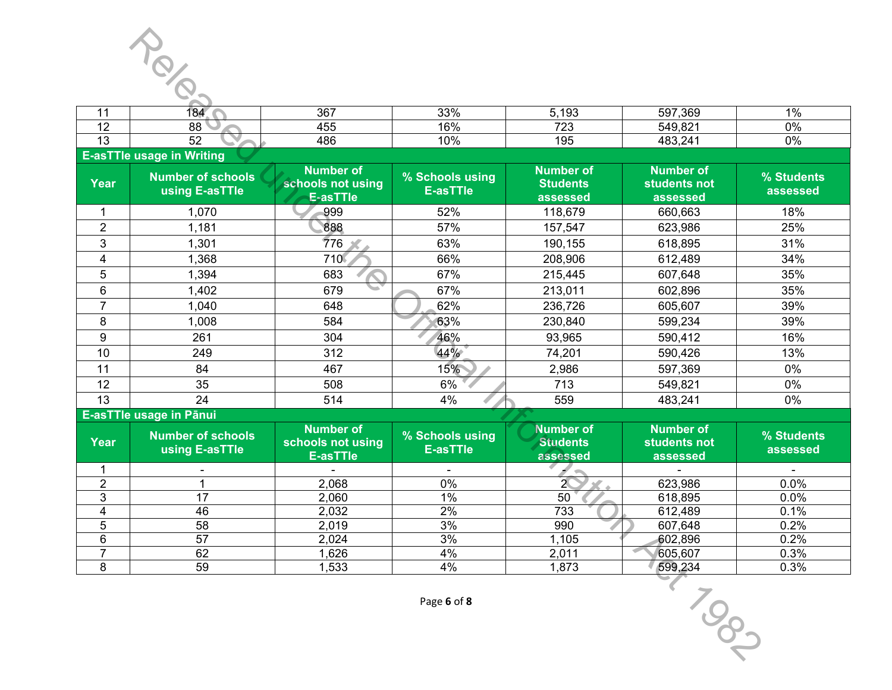| Year | Number of schools using E-asTTle | Number of schools not using E-asTTle | % Schools using E-asTTle | Number of Students assessed | Number of students not assessed | % Students assessed |
|---|---|---|---|---|---|---|
| 11 | 184 | 367 | 33% | 5,193 | 597,369 | 1% |
| 12 | 88 | 455 | 16% | 723 | 549,821 | 0% |
| 13 | 52 | 486 | 10% | 195 | 483,241 | 0% |

**E-asTTle usage in Writing**

| Year | Number of schools using E-asTTle | Number of schools not using E-asTTle | % Schools using E-asTTle | Number of Students assessed | Number of students not assessed | % Students assessed |
|---|---|---|---|---|---|---|
| 1 | 1,070 | 999 | 52% | 118,679 | 660,663 | 18% |
| 2 | 1,181 | 888 | 57% | 157,547 | 623,986 | 25% |
| 3 | 1,301 | 776 | 63% | 190,155 | 618,895 | 31% |
| 4 | 1,368 | 710 | 66% | 208,906 | 612,489 | 34% |
| 5 | 1,394 | 683 | 67% | 215,445 | 607,648 | 35% |
| 6 | 1,402 | 679 | 67% | 213,011 | 602,896 | 35% |
| 7 | 1,040 | 648 | 62% | 236,726 | 605,607 | 39% |
| 8 | 1,008 | 584 | 63% | 230,840 | 599,234 | 39% |
| 9 | 261 | 304 | 46% | 93,965 | 590,412 | 16% |
| 10 | 249 | 312 | 44% | 74,201 | 590,426 | 13% |
| 11 | 84 | 467 | 15% | 2,986 | 597,369 | 0% |
| 12 | 35 | 508 | 6% | 713 | 549,821 | 0% |
| 13 | 24 | 514 | 4% | 559 | 483,241 | 0% |

**E-asTTle usage in Pānui**

| Year | Number of schools using E-asTTle | Number of schools not using E-asTTle | % Schools using E-asTTle | Number of Students assessed | Number of students not assessed | % Students assessed |
|---|---|---|---|---|---|---|
| 1 | - | - | - | - | - | - |
| 2 | 1 | 2,068 | 0% | 2 | 623,986 | 0.0% |
| 3 | 17 | 2,060 | 1% | 50 | 618,895 | 0.0% |
| 4 | 46 | 2,032 | 2% | 733 | 612,489 | 0.1% |
| 5 | 58 | 2,019 | 3% | 990 | 607,648 | 0.2% |
| 6 | 57 | 2,024 | 3% | 1,105 | 602,896 | 0.2% |
| 7 | 62 | 1,626 | 4% | 2,011 | 605,607 | 0.3% |
| 8 | 59 | 1,533 | 4% | 1,873 | 599,234 | 0.3% |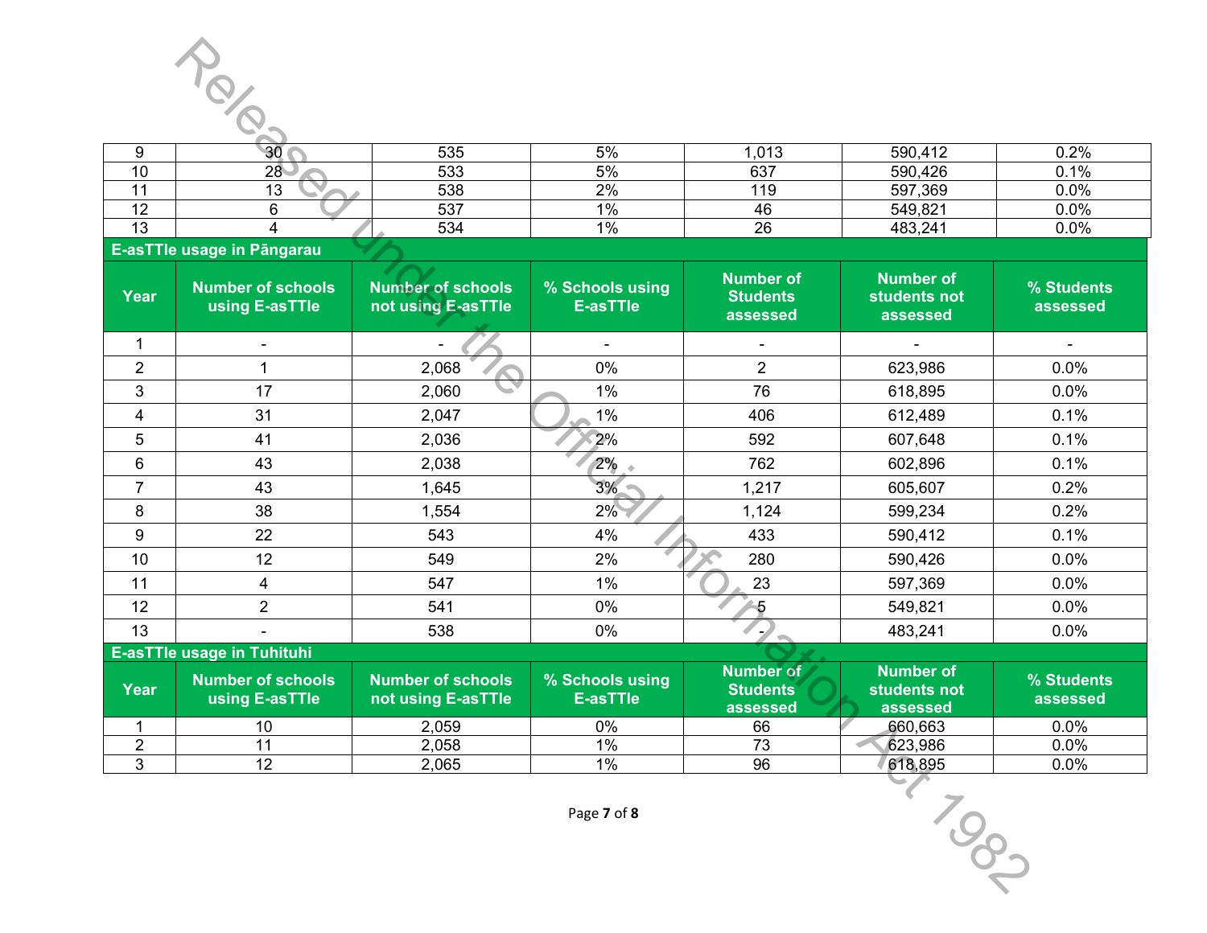| 9 | 30 | 535 | 5% | 1,013 | 590,412 | 0.2% |
|---|---|---|---|---|---|---|
| 10 | 28 | 533 | 5% | 637 | 590,426 | 0.1% |
| 11 | 13 | 538 | 2% | 119 | 597,369 | 0.0% |
| 12 | 6 | 537 | 1% | 46 | 549,821 | 0.0% |
| 13 | 4 | 534 | 1% | 26 | 483,241 | 0.0% |

**E-asTTle usage in Pāngarau**

| Year | Number of schools using E-asTTle | Number of schools not using E-asTTle | % Schools using E-asTTle | Number of Students assessed | Number of students not assessed | % Students assessed |
|---|---|---|---|---|---|---|
| 1 | - | - | - | - | - | - |
| 2 | 1 | 2,068 | 0% | 2 | 623,986 | 0.0% |
| 3 | 17 | 2,060 | 1% | 76 | 618,895 | 0.0% |
| 4 | 31 | 2,047 | 1% | 406 | 612,489 | 0.1% |
| 5 | 41 | 2,036 | 2% | 592 | 607,648 | 0.1% |
| 6 | 43 | 2,038 | 2% | 762 | 602,896 | 0.1% |
| 7 | 43 | 1,645 | 3% | 1,217 | 605,607 | 0.2% |
| 8 | 38 | 1,554 | 2% | 1,124 | 599,234 | 0.2% |
| 9 | 22 | 543 | 4% | 433 | 590,412 | 0.1% |
| 10 | 12 | 549 | 2% | 280 | 590,426 | 0.0% |
| 11 | 4 | 547 | 1% | 23 | 597,369 | 0.0% |
| 12 | 2 | 541 | 0% | 5 | 549,821 | 0.0% |
| 13 | - | 538 | 0% | - | 483,241 | 0.0% |

**E-asTTle usage in Tuhituhi**

| Year | Number of schools using E-asTTle | Number of schools not using E-asTTle | % Schools using E-asTTle | Number of Students assessed | Number of students not assessed | % Students assessed |
|---|---|---|---|---|---|---|
| 1 | 10 | 2,059 | 0% | 66 | 660,663 | 0.0% |
| 2 | 11 | 2,058 | 1% | 73 | 623,986 | 0.0% |
| 3 | 12 | 2,065 | 1% | 96 | 618,895 | 0.0% |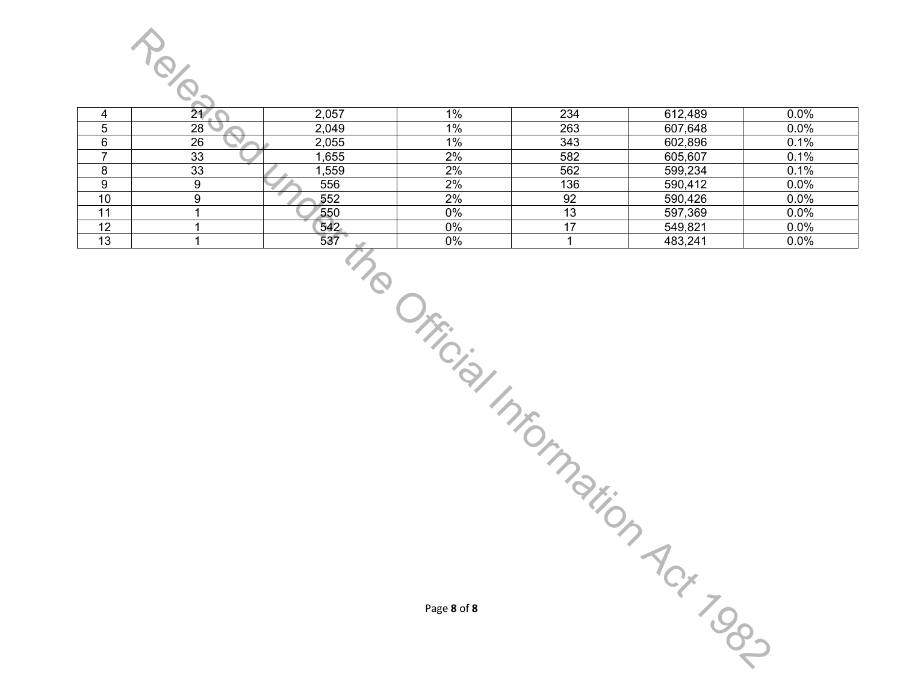| | | | | | | |
|---|---|---|---|---|---|---|
| 4 | 21 | 2,057 | 1% | 234 | 612,489 | 0.0% |
| 5 | 28 | 2,049 | 1% | 263 | 607,648 | 0.0% |
| 6 | 26 | 2,055 | 1% | 343 | 602,896 | 0.1% |
| 7 | 33 | 1,655 | 2% | 582 | 605,607 | 0.1% |
| 8 | 33 | 1,559 | 2% | 562 | 599,234 | 0.1% |
| 9 | 9 | 556 | 2% | 136 | 590,412 | 0.0% |
| 10 | 9 | 552 | 2% | 92 | 590,426 | 0.0% |
| 11 | 1 | 550 | 0% | 13 | 597,369 | 0.0% |
| 12 | 1 | 542 | 0% | 17 | 549,821 | 0.0% |
| 13 | 1 | 537 | 0% | 1 | 483,241 | 0.0% |